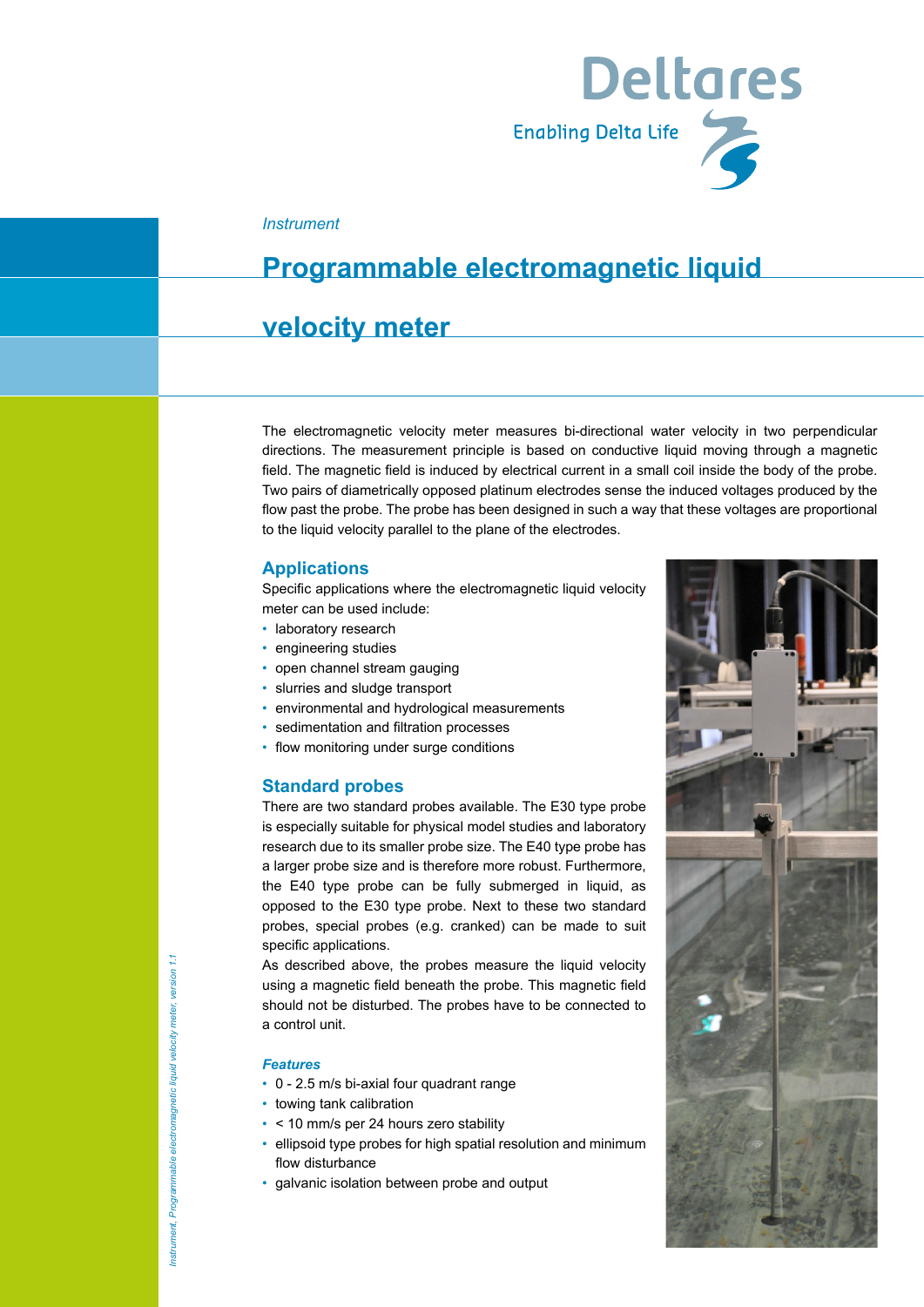Deltares

Enabling Delta Life

*Instrument*

# Programmable electromagnetic liquid velocity meter

The electromagnetic velocity meter measures bi-directional water velocity in two perpendicular directions. The measurement principle is based on conductive liquid moving through a magnetic field. The magnetic field is induced by electrical current in a small coil inside the body of the probe. Two pairs of diametrically opposed platinum electrodes sense the induced voltages produced by the flow past the probe. The probe has been designed in such a way that these voltages are proportional to the liquid velocity parallel to the plane of the electrodes.

## Applications

Specific applications where the electromagnetic liquid velocity meter can be used include:

- laboratory research
- engineering studies
- open channel stream gauging
- slurries and sludge transport
- environmental and hydrological measurements
- sedimentation and filtration processes
- flow monitoring under surge conditions

## Standard probes

There are two standard probes available. The E30 type probe is especially suitable for physical model studies and laboratory research due to its smaller probe size. The E40 type probe has a larger probe size and is therefore more robust. Furthermore, the E40 type probe can be fully submerged in liquid, as opposed to the E30 type probe. Next to these two standard probes, special probes (e.g. cranked) can be made to suit specific applications.

As described above, the probes measure the liquid velocity using a magnetic field beneath the probe. This magnetic field should not be disturbed. The probes have to be connected to a control unit.

### *Features*

- 0 - 2.5 m/s bi-axial four quadrant range
- towing tank calibration
- < 10 mm/s per 24 hours zero stability
- ellipsoid type probes for high spatial resolution and minimum flow disturbance
- galvanic isolation between probe and output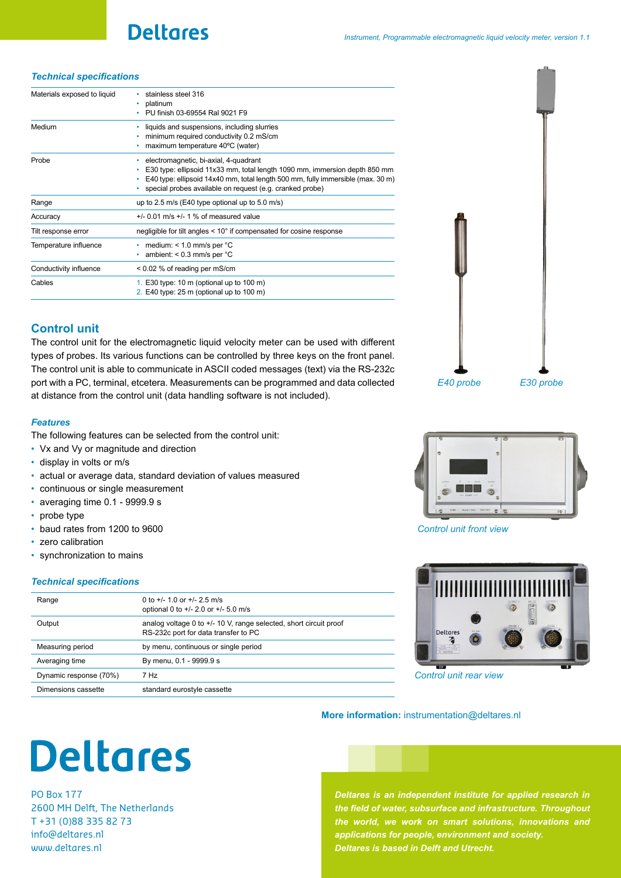### Technical specifications

| | |
|---|---|
| Materials exposed to liquid | • stainless steel 316<br>• platinum<br>• PU finish 03-69554 Ral 9021 F9 |
| Medium | • liquids and suspensions, including slurries<br>• minimum required conductivity 0.2 mS/cm<br>• maximum temperature 40ºC (water) |
| Probe | • electromagnetic, bi-axial, 4-quadrant<br>• E30 type: ellipsoid 11x33 mm, total length 1090 mm, immersion depth 850 mm<br>• E40 type: ellipsoid 14x40 mm, total length 500 mm, fully immersible (max. 30 m)<br>• special probes available on request (e.g. cranked probe) |
| Range | up to 2.5 m/s (E40 type optional up to 5.0 m/s) |
| Accuracy | +/- 0.01 m/s +/- 1 % of measured value |
| Tilt response error | negligible for tilt angles < 10° if compensated for cosine response |
| Temperature influence | • medium: < 1.0 mm/s per °C<br>• ambient: < 0.3 mm/s per °C |
| Conductivity influence | < 0.02 % of reading per mS/cm |
| Cables | 1. E30 type: 10 m (optional up to 100 m)<br>2. E40 type: 25 m (optional up to 100 m) |

E40 probe

E30 probe

## Control unit

The control unit for the electromagnetic liquid velocity meter can be used with different types of probes. Its various functions can be controlled by three keys on the front panel. The control unit is able to communicate in ASCII coded messages (text) via the RS-232c port with a PC, terminal, etcetera. Measurements can be programmed and data collected at distance from the control unit (data handling software is not included).

### Features

The following features can be selected from the control unit:

- Vx and Vy or magnitude and direction
- display in volts or m/s
- actual or average data, standard deviation of values measured
- continuous or single measurement
- averaging time 0.1 - 9999.9 s
- probe type
- baud rates from 1200 to 9600
- zero calibration
- synchronization to mains

Control unit front view

Control unit rear view

### Technical specifications

| | |
|---|---|
| Range | 0 to +/- 1.0 or +/- 2.5 m/s<br>optional 0 to +/- 2.0 or +/- 5.0 m/s |
| Output | analog voltage 0 to +/- 10 V, range selected, short circuit proof<br>RS-232c port for data transfer to PC |
| Measuring period | by menu, continuous or single period |
| Averaging time | By menu, 0.1 - 9999.9 s |
| Dynamic response (70%) | 7 Hz |
| Dimensions cassette | standard eurostyle cassette |

**More information:** instrumentation@deltares.nl

Deltares

PO Box 177
2600 MH Delft, The Netherlands
T +31 (0)88 335 82 73
info@deltares.nl
www.deltares.nl

***Deltares is an independent institute for applied research in the field of water, subsurface and infrastructure. Throughout the world, we work on smart solutions, innovations and applications for people, environment and society. Deltares is based in Delft and Utrecht.***